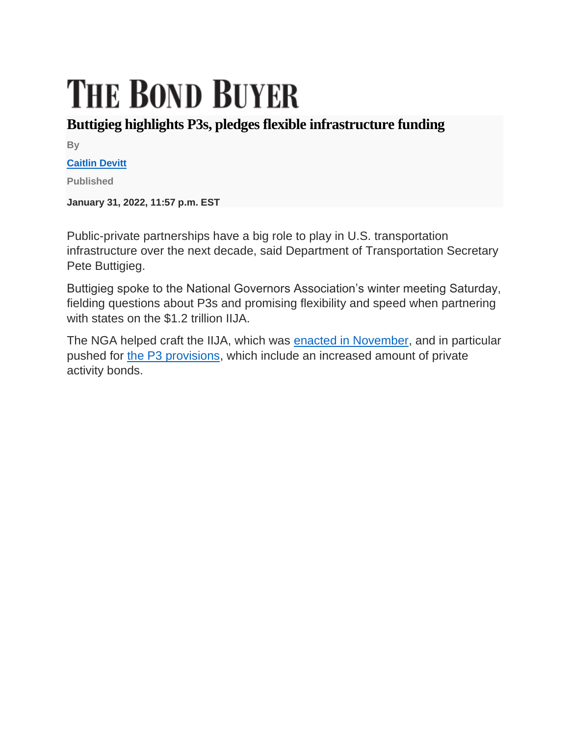# THE BOND BUYER

## Buttigieg highlights P3s, pledges flexible infrastructure funding

By

**Caitlin Devitt**

Published

**January 31, 2022, 11:57 p.m. EST**

Public-private partnerships have a big role to play in U.S. transportation infrastructure over the next decade, said Department of Transportation Secretary Pete Buttigieg.

Buttigieg spoke to the National Governors Association's winter meeting Saturday, fielding questions about P3s and promising flexibility and speed when partnering with states on the $1.2 trillion IIJA.

The NGA helped craft the IIJA, which was enacted in November, and in particular pushed for the P3 provisions, which include an increased amount of private activity bonds.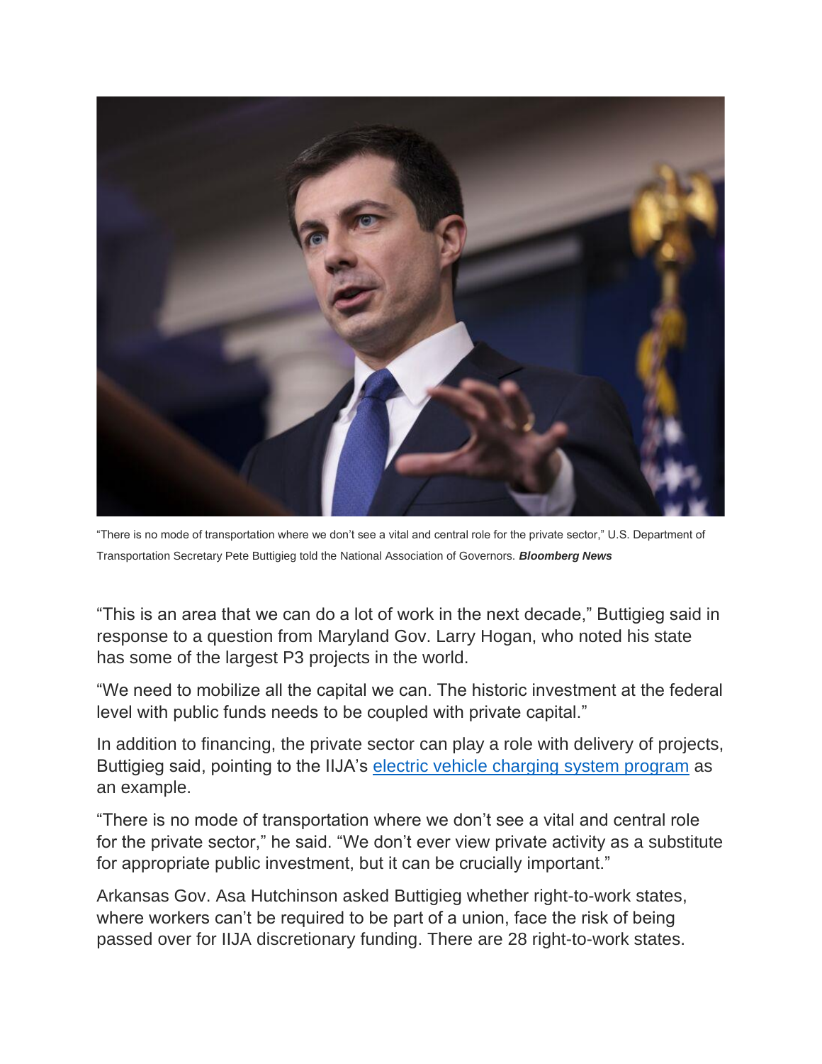“There is no mode of transportation where we don’t see a vital and central role for the private sector,” U.S. Department of Transportation Secretary Pete Buttigieg told the National Association of Governors. ***Bloomberg News***

“This is an area that we can do a lot of work in the next decade,” Buttigieg said in response to a question from Maryland Gov. Larry Hogan, who noted his state has some of the largest P3 projects in the world.

“We need to mobilize all the capital we can. The historic investment at the federal level with public funds needs to be coupled with private capital.”

In addition to financing, the private sector can play a role with delivery of projects, Buttigieg said, pointing to the IIJA’s electric vehicle charging system program as an example.

“There is no mode of transportation where we don’t see a vital and central role for the private sector,” he said. “We don’t ever view private activity as a substitute for appropriate public investment, but it can be crucially important.”

Arkansas Gov. Asa Hutchinson asked Buttigieg whether right-to-work states, where workers can’t be required to be part of a union, face the risk of being passed over for IIJA discretionary funding. There are 28 right-to-work states.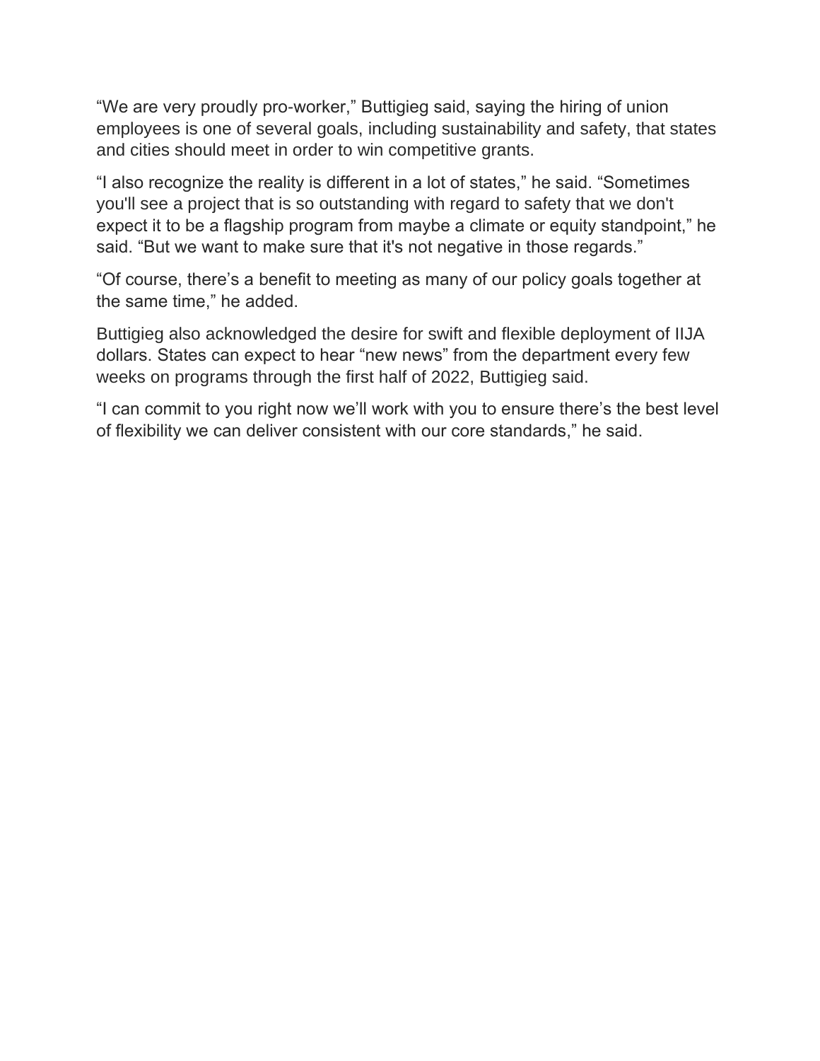"We are very proudly pro-worker," Buttigieg said, saying the hiring of union employees is one of several goals, including sustainability and safety, that states and cities should meet in order to win competitive grants.

"I also recognize the reality is different in a lot of states," he said. "Sometimes you'll see a project that is so outstanding with regard to safety that we don't expect it to be a flagship program from maybe a climate or equity standpoint," he said. "But we want to make sure that it's not negative in those regards."

"Of course, there's a benefit to meeting as many of our policy goals together at the same time," he added.

Buttigieg also acknowledged the desire for swift and flexible deployment of IIJA dollars. States can expect to hear "new news" from the department every few weeks on programs through the first half of 2022, Buttigieg said.

"I can commit to you right now we'll work with you to ensure there's the best level of flexibility we can deliver consistent with our core standards," he said.